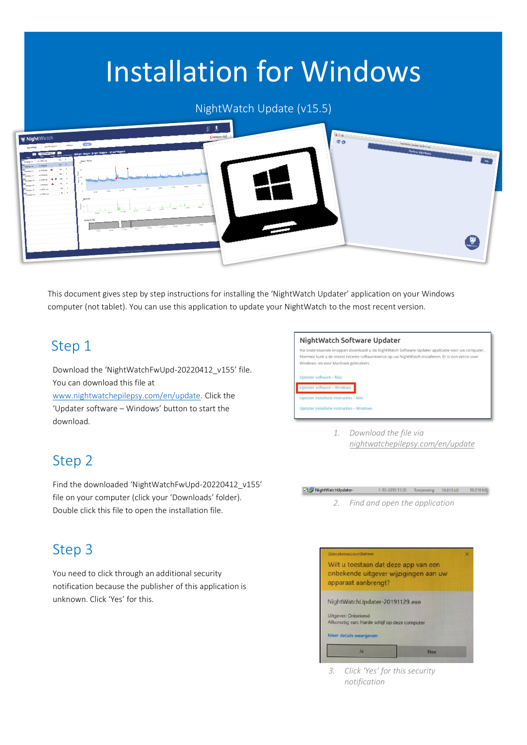# Installation for Windows

NightWatch Update (v15.5)

This document gives step by step instructions for installing the 'NightWatch Updater' application on your Windows computer (not tablet). You can use this application to update your NightWatch to the most recent version.

## Step 1

Download the 'NightWatchFwUpd-20220412_v155' file. You can download this file at [www.nightwatchepilepsy.com/en/update](www.nightwatchepilepsy.com/en/update). Click the 'Updater software – Windows' button to start the download.

*1. Download the file via [nightwatchepilepsy.com/en/update](nightwatchepilepsy.com/en/update)*

## Step 2

Find the downloaded 'NightWatchFwUpd-20220412_v155' file on your computer (click your 'Downloads' folder). Double click this file to open the installation file.

*2. Find and open the application*

## Step 3

You need to click through an additional security notification because the publisher of this application is unknown. Click 'Yes' for this.

*3. Click 'Yes' for this security notification*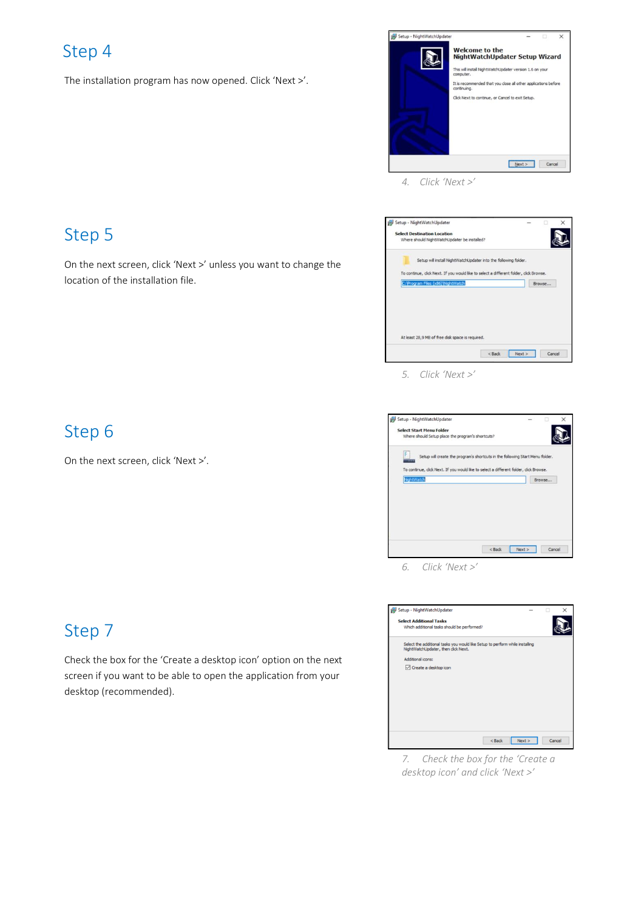## Step 4

The installation program has now opened. Click 'Next >'.

4. Click 'Next >'

## Step 5

On the next screen, click 'Next >' unless you want to change the location of the installation file.

5. Click 'Next >'

## Step 6

On the next screen, click 'Next >'.

6. Click 'Next >'

## Step 7

Check the box for the 'Create a desktop icon' option on the next screen if you want to be able to open the application from your desktop (recommended).

7. Check the box for the 'Create a desktop icon' and click 'Next >'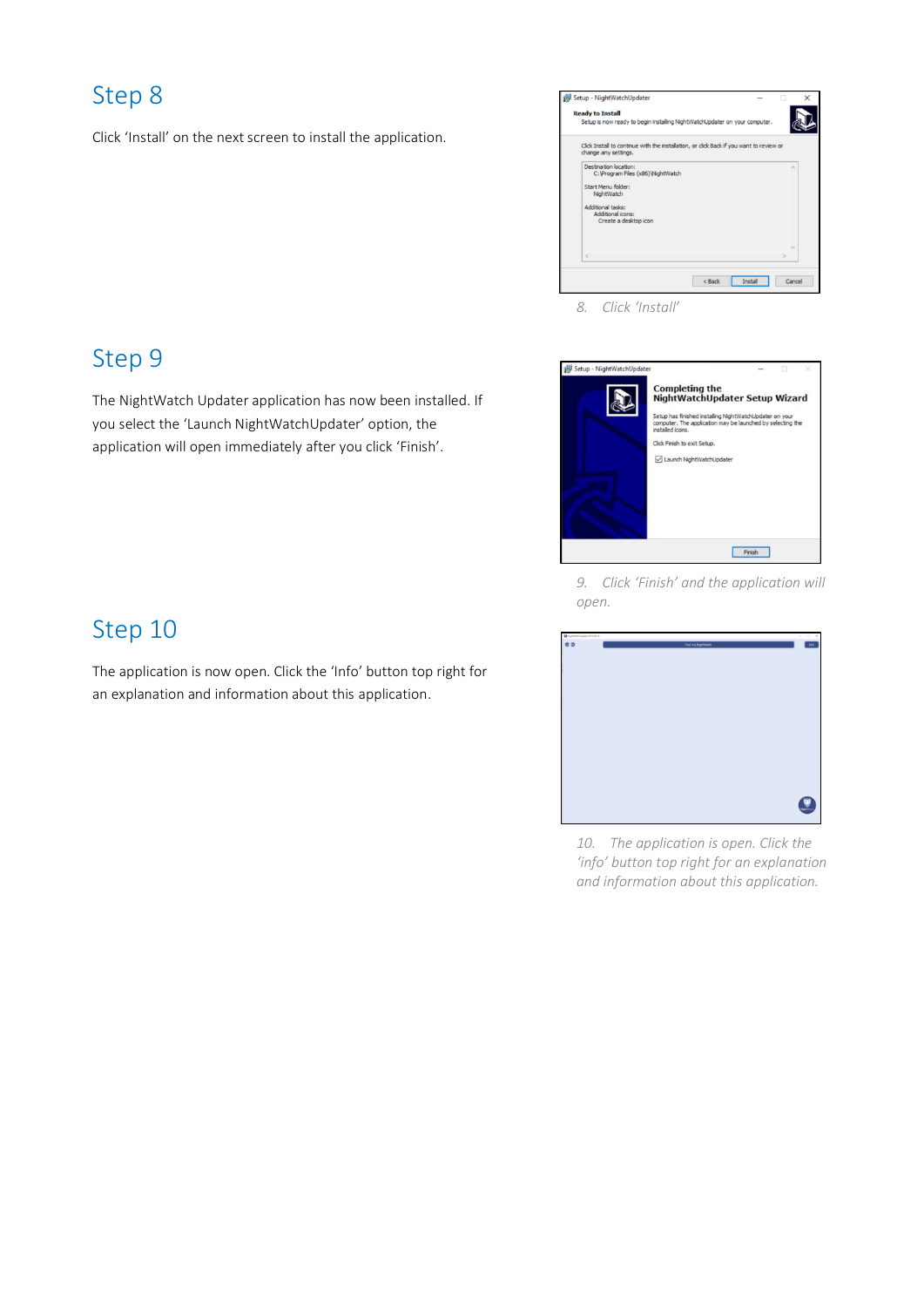## Step 8

Click 'Install' on the next screen to install the application.

8. Click 'Install'

## Step 9

The NightWatch Updater application has now been installed. If you select the 'Launch NightWatchUpdater' option, the application will open immediately after you click 'Finish'.

9. Click 'Finish' and the application will open.

## Step 10

The application is now open. Click the 'Info' button top right for an explanation and information about this application.

10. The application is open. Click the 'info' button top right for an explanation and information about this application.